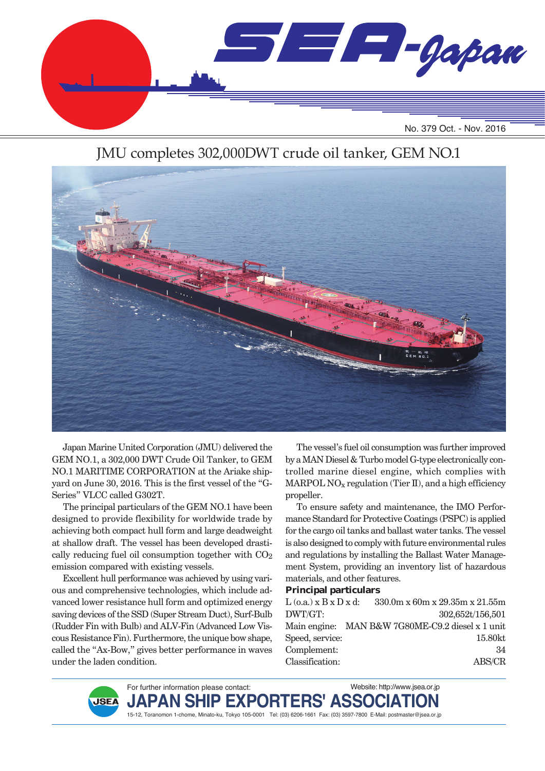# SEA-Japan

No. 379 Oct. - Nov. 2016

## JMU completes 302,000DWT crude oil tanker, GEM NO.1

Japan Marine United Corporation (JMU) delivered the GEM NO.1, a 302,000 DWT Crude Oil Tanker, to GEM NO.1 MARITIME CORPORATION at the Ariake shipyard on June 30, 2016. This is the first vessel of the "G-Series" VLCC called G302T.

The principal particulars of the GEM NO.1 have been designed to provide flexibility for worldwide trade by achieving both compact hull form and large deadweight at shallow draft. The vessel has been developed drastically reducing fuel oil consumption together with $CO_2$ emission compared with existing vessels.

Excellent hull performance was achieved by using various and comprehensive technologies, which include advanced lower resistance hull form and optimized energy saving devices of the SSD (Super Stream Duct), Surf-Bulb (Rudder Fin with Bulb) and ALV-Fin (Advanced Low Viscous Resistance Fin). Furthermore, the unique bow shape, called the "Ax-Bow," gives better performance in waves under the laden condition.

The vessel's fuel oil consumption was further improved by a MAN Diesel & Turbo model G-type electronically controlled marine diesel engine, which complies with MARPOL $NO_X$ regulation (Tier II), and a high efficiency propeller.

To ensure safety and maintenance, the IMO Performance Standard for Protective Coatings (PSPC) is applied for the cargo oil tanks and ballast water tanks. The vessel is also designed to comply with future environmental rules and regulations by installing the Ballast Water Management System, providing an inventory list of hazardous materials, and other features.

**Principal particulars**

| | |
|---|---|
| L (o.a.) x B x D x d: | 330.0m x 60m x 29.35m x 21.55m |
| DWT/GT: | 302,652t/156,501 |
| Main engine: | MAN B&W 7G80ME-C9.2 diesel x 1 unit |
| Speed, service: | 15.80kt |
| Complement: | 34 |
| Classification: | ABS/CR |

For further information please contact:
**JAPAN SHIP EXPORTERS' ASSOCIATION**
Website: http://www.jsea.or.jp
15-12, Toranomon 1-chome, Minato-ku, Tokyo 105-0001 Tel: (03) 6206-1661 Fax: (03) 3597-7800 E-Mail: postmaster@jsea.or.jp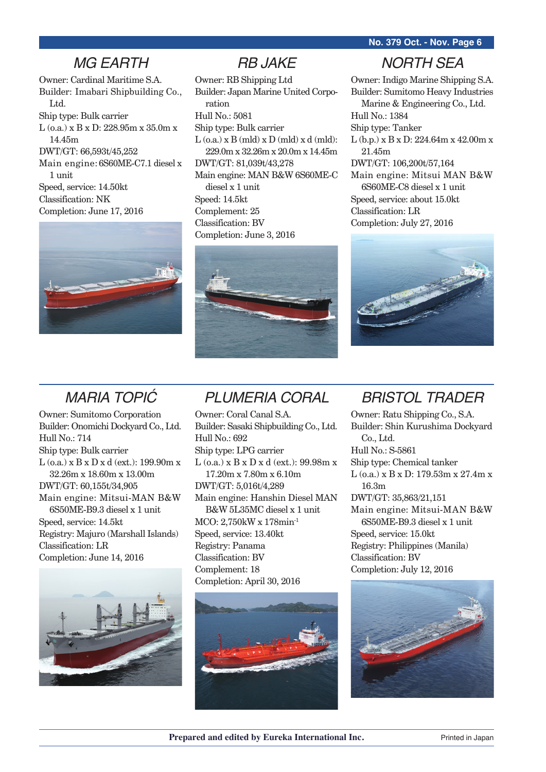## MG EARTH

Owner: Cardinal Maritime S.A.
Builder: Imabari Shipbuilding Co., Ltd.
Ship type: Bulk carrier
L (o.a.) x B x D: 228.95m x 35.0m x 14.45m
DWT/GT: 66,593t/45,252
Main engine: 6S60ME-C7.1 diesel x 1 unit
Speed, service: 14.50kt
Classification: NK
Completion: June 17, 2016

## RB JAKE

Owner: RB Shipping Ltd
Builder: Japan Marine United Corporation
Hull No.: 5081
Ship type: Bulk carrier
L (o.a.) x B (mld) x D (mld) x d (mld): 229.0m x 32.26m x 20.0m x 14.45m
DWT/GT: 81,039t/43,278
Main engine: MAN B&W 6S60ME-C diesel x 1 unit
Speed: 14.5kt
Complement: 25
Classification: BV
Completion: June 3, 2016

## NORTH SEA

Owner: Indigo Marine Shipping S.A.
Builder: Sumitomo Heavy Industries Marine & Engineering Co., Ltd.
Hull No.: 1384
Ship type: Tanker
L (b.p.) x B x D: 224.64m x 42.00m x 21.45m
DWT/GT: 106,200t/57,164
Main engine: Mitsui MAN B&W 6S60ME-C8 diesel x 1 unit
Speed, service: about 15.0kt
Classification: LR
Completion: July 27, 2016

## MARIA TOPIĆ

Owner: Sumitomo Corporation
Builder: Onomichi Dockyard Co., Ltd.
Hull No.: 714
Ship type: Bulk carrier
L (o.a.) x B x D x d (ext.): 199.90m x 32.26m x 18.60m x 13.00m
DWT/GT: 60,155t/34,905
Main engine: Mitsui-MAN B&W 6S50ME-B9.3 diesel x 1 unit
Speed, service: 14.5kt
Registry: Majuro (Marshall Islands)
Classification: LR
Completion: June 14, 2016

## PLUMERIA CORAL

Owner: Coral Canal S.A.
Builder: Sasaki Shipbuilding Co., Ltd.
Hull No.: 692
Ship type: LPG carrier
L (o.a.) x B x D x d (ext.): 99.98m x 17.20m x 7.80m x 6.10m
DWT/GT: 5,016t/4,289
Main engine: Hanshin Diesel MAN B&W 5L35MC diesel x 1 unit
MCO: 2,750kW x 178min$^{-1}$
Speed, service: 13.40kt
Registry: Panama
Classification: BV
Complement: 18
Completion: April 30, 2016

## BRISTOL TRADER

Owner: Ratu Shipping Co., S.A.
Builder: Shin Kurushima Dockyard Co., Ltd.
Hull No.: S-5861
Ship type: Chemical tanker
L (o.a.) x B x D: 179.53m x 27.4m x 16.3m
DWT/GT: 35,863/21,151
Main engine: Mitsui-MAN B&W 6S50ME-B9.3 diesel x 1 unit
Speed, service: 15.0kt
Registry: Philippines (Manila)
Classification: BV
Completion: July 12, 2016

**Prepared and edited by Eureka International Inc.** Printed in Japan